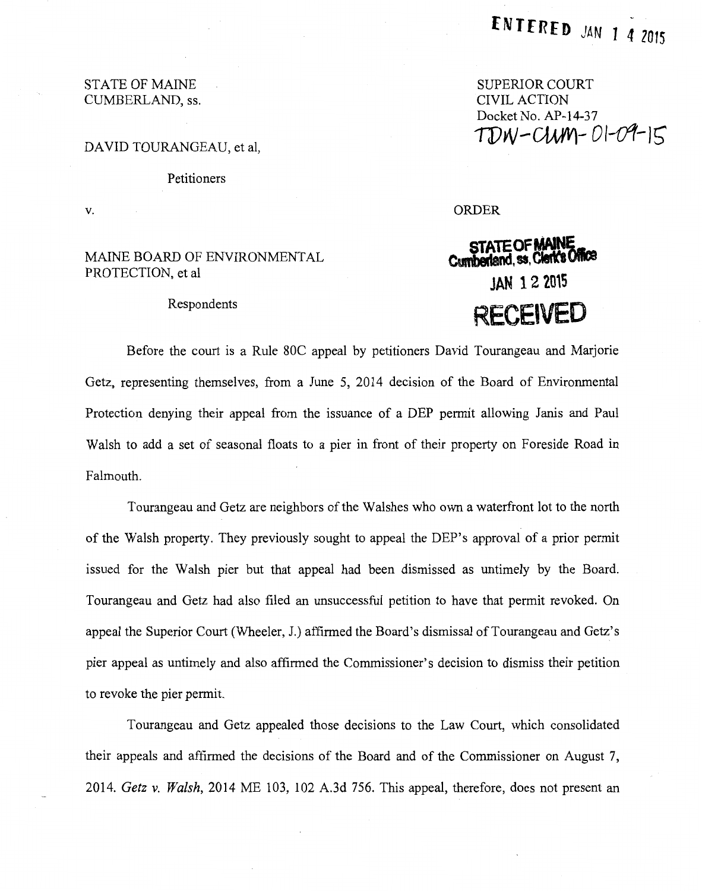ENTERED JAN 1 4 2015

STATE OF MAINE
CUMBERLAND, ss.

SUPERIOR COURT
CIVIL ACTION
Docket No. AP-14-37
TDW-CUM-01-09-15

DAVID TOURANGEAU, et al,

Petitioners

v.

ORDER

MAINE BOARD OF ENVIRONMENTAL PROTECTION, et al

Respondents

STATE OF MAINE
Cumberland, ss, Clerk's Office
JAN 1 2 2015
RECEIVED

Before the court is a Rule 80C appeal by petitioners David Tourangeau and Marjorie Getz, representing themselves, from a June 5, 2014 decision of the Board of Environmental Protection denying their appeal from the issuance of a DEP permit allowing Janis and Paul Walsh to add a set of seasonal floats to a pier in front of their property on Foreside Road in Falmouth.

Tourangeau and Getz are neighbors of the Walshes who own a waterfront lot to the north of the Walsh property. They previously sought to appeal the DEP's approval of a prior permit issued for the Walsh pier but that appeal had been dismissed as untimely by the Board. Tourangeau and Getz had also filed an unsuccessful petition to have that permit revoked. On appeal the Superior Court (Wheeler, J.) affirmed the Board's dismissal of Tourangeau and Getz's pier appeal as untimely and also affirmed the Commissioner's decision to dismiss their petition to revoke the pier permit.

Tourangeau and Getz appealed those decisions to the Law Court, which consolidated their appeals and affirmed the decisions of the Board and of the Commissioner on August 7, 2014. *Getz v. Walsh*, 2014 ME 103, 102 A.3d 756. This appeal, therefore, does not present an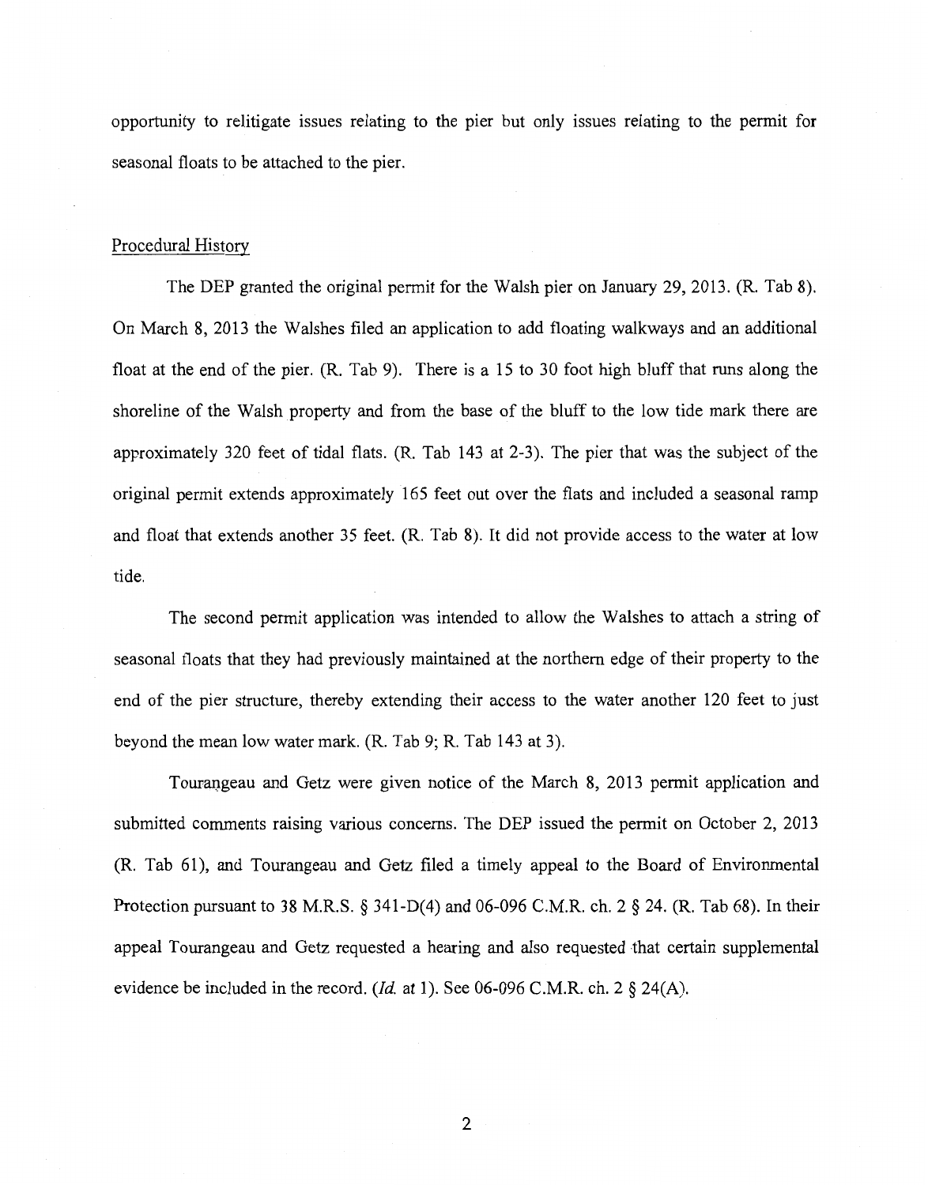opportunity to relitigate issues relating to the pier but only issues relating to the permit for seasonal floats to be attached to the pier.

## Procedural History

The DEP granted the original permit for the Walsh pier on January 29, 2013. (R. Tab 8). On March 8, 2013 the Walshes filed an application to add floating walkways and an additional float at the end of the pier. (R. Tab 9). There is a 15 to 30 foot high bluff that runs along the shoreline of the Walsh property and from the base of the bluff to the low tide mark there are approximately 320 feet of tidal flats. (R. Tab 143 at 2-3). The pier that was the subject of the original permit extends approximately 165 feet out over the flats and included a seasonal ramp and float that extends another 35 feet. (R. Tab 8). It did not provide access to the water at low tide.

The second permit application was intended to allow the Walshes to attach a string of seasonal floats that they had previously maintained at the northern edge of their property to the end of the pier structure, thereby extending their access to the water another 120 feet to just beyond the mean low water mark. (R. Tab 9; R. Tab 143 at 3).

Tourangeau and Getz were given notice of the March 8, 2013 permit application and submitted comments raising various concerns. The DEP issued the permit on October 2, 2013 (R. Tab 61), and Tourangeau and Getz filed a timely appeal to the Board of Environmental Protection pursuant to 38 M.R.S. § 341-D(4) and 06-096 C.M.R. ch. 2 § 24. (R. Tab 68). In their appeal Tourangeau and Getz requested a hearing and also requested that certain supplemental evidence be included in the record. (*Id.* at 1). See 06-096 C.M.R. ch. 2 § 24(A).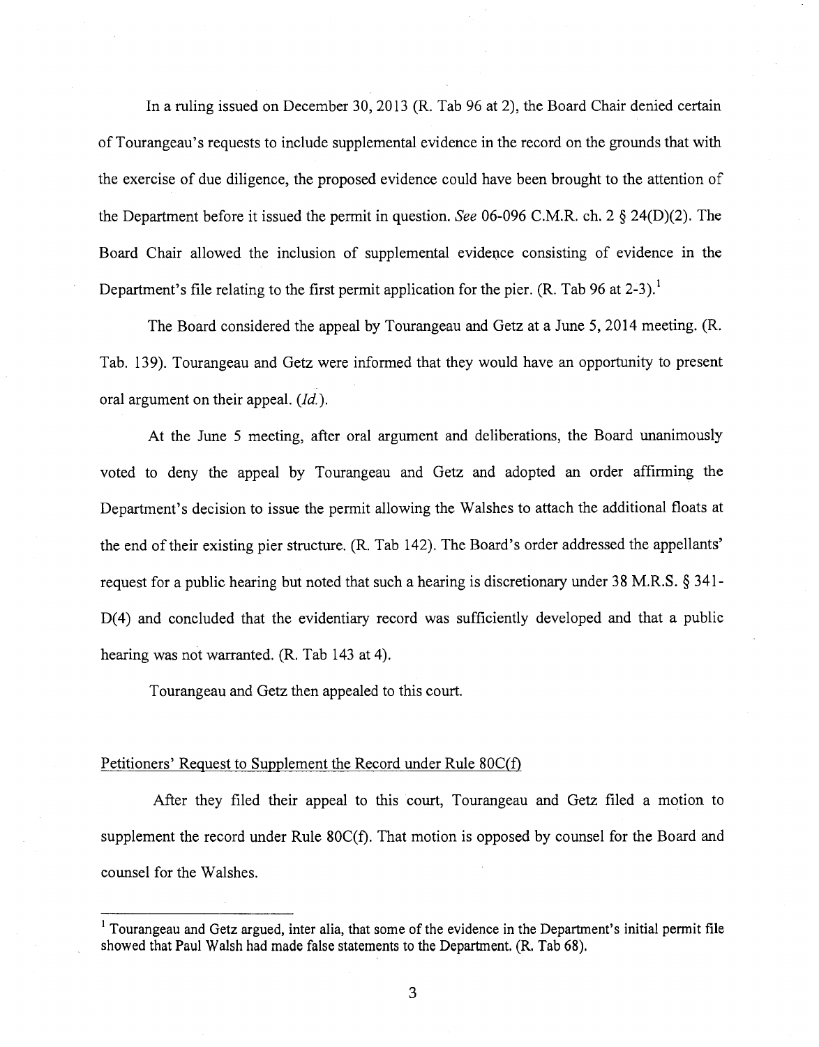In a ruling issued on December 30, 2013 (R. Tab 96 at 2), the Board Chair denied certain of Tourangeau's requests to include supplemental evidence in the record on the grounds that with the exercise of due diligence, the proposed evidence could have been brought to the attention of the Department before it issued the permit in question. *See* 06-096 C.M.R. ch. 2 § 24(D)(2). The Board Chair allowed the inclusion of supplemental evidence consisting of evidence in the Department's file relating to the first permit application for the pier. (R. Tab 96 at 2-3).[1]

The Board considered the appeal by Tourangeau and Getz at a June 5, 2014 meeting. (R. Tab. 139). Tourangeau and Getz were informed that they would have an opportunity to present oral argument on their appeal. (*Id.*).

At the June 5 meeting, after oral argument and deliberations, the Board unanimously voted to deny the appeal by Tourangeau and Getz and adopted an order affirming the Department's decision to issue the permit allowing the Walshes to attach the additional floats at the end of their existing pier structure. (R. Tab 142). The Board's order addressed the appellants' request for a public hearing but noted that such a hearing is discretionary under 38 M.R.S. § 341-D(4) and concluded that the evidentiary record was sufficiently developed and that a public hearing was not warranted. (R. Tab 143 at 4).

Tourangeau and Getz then appealed to this court.

Petitioners' Request to Supplement the Record under Rule 80C(f)

After they filed their appeal to this court, Tourangeau and Getz filed a motion to supplement the record under Rule 80C(f). That motion is opposed by counsel for the Board and counsel for the Walshes.

---

[1] Tourangeau and Getz argued, inter alia, that some of the evidence in the Department's initial permit file showed that Paul Walsh had made false statements to the Department. (R. Tab 68).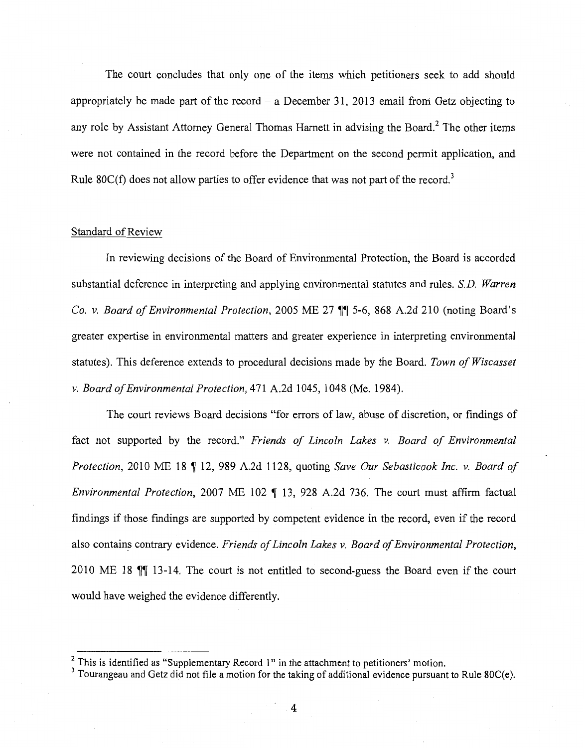The court concludes that only one of the items which petitioners seek to add should appropriately be made part of the record – a December 31, 2013 email from Getz objecting to any role by Assistant Attorney General Thomas Harnett in advising the Board.[2] The other items were not contained in the record before the Department on the second permit application, and Rule 80C(f) does not allow parties to offer evidence that was not part of the record.[3]

## Standard of Review

In reviewing decisions of the Board of Environmental Protection, the Board is accorded substantial deference in interpreting and applying environmental statutes and rules. *S.D. Warren Co. v. Board of Environmental Protection*, 2005 ME 27 ¶¶ 5-6, 868 A.2d 210 (noting Board's greater expertise in environmental matters and greater experience in interpreting environmental statutes). This deference extends to procedural decisions made by the Board. *Town of Wiscasset v. Board of Environmental Protection*, 471 A.2d 1045, 1048 (Me. 1984).

The court reviews Board decisions "for errors of law, abuse of discretion, or findings of fact not supported by the record." *Friends of Lincoln Lakes v. Board of Environmental Protection*, 2010 ME 18 ¶ 12, 989 A.2d 1128, quoting *Save Our Sebasticook Inc. v. Board of Environmental Protection*, 2007 ME 102 ¶ 13, 928 A.2d 736. The court must affirm factual findings if those findings are supported by competent evidence in the record, even if the record also contains contrary evidence. *Friends of Lincoln Lakes v. Board of Environmental Protection*, 2010 ME 18 ¶¶ 13-14. The court is not entitled to second-guess the Board even if the court would have weighed the evidence differently.

---

[2] This is identified as "Supplementary Record 1" in the attachment to petitioners' motion.

[3] Tourangeau and Getz did not file a motion for the taking of additional evidence pursuant to Rule 80C(e).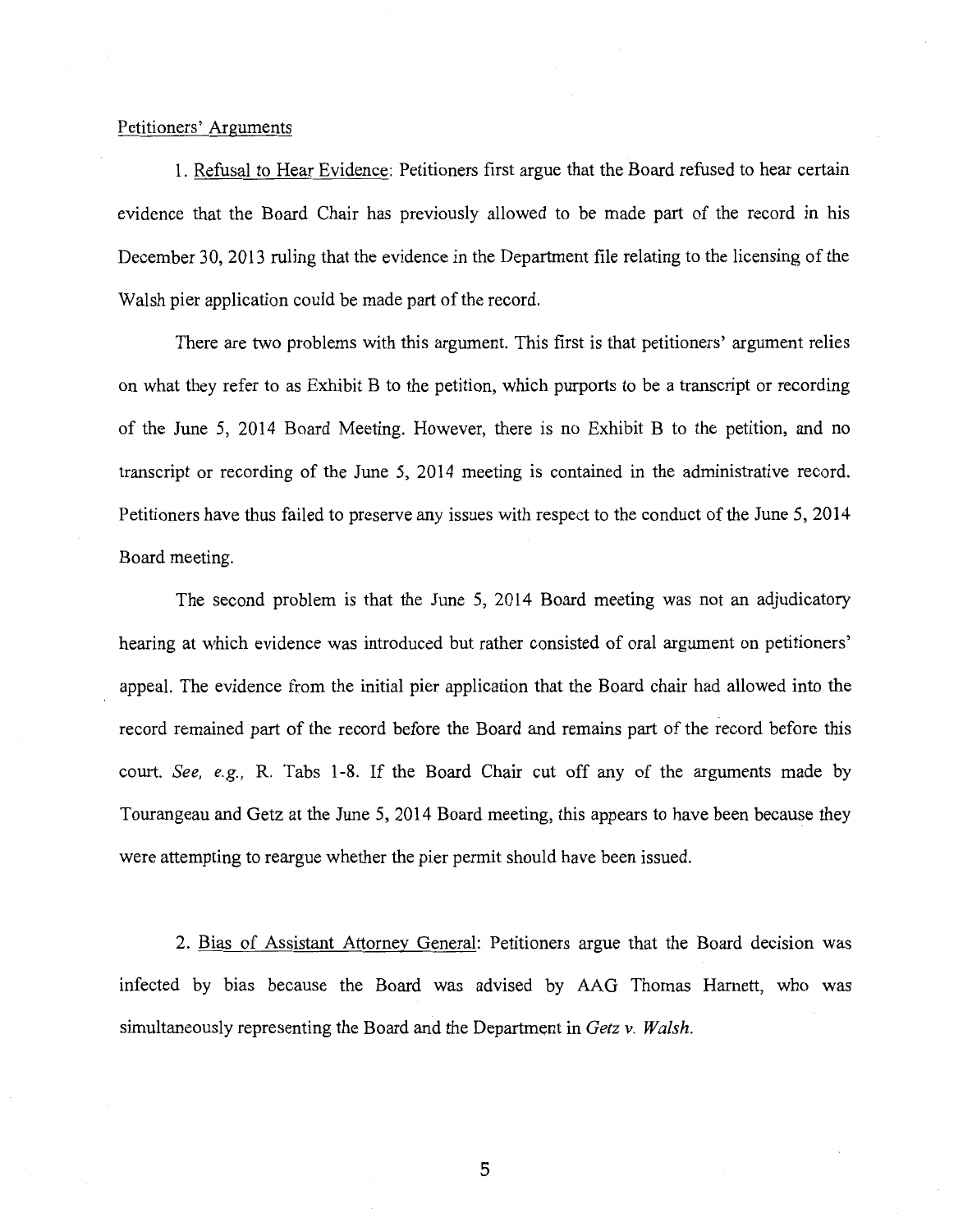Petitioners' Arguments

1. Refusal to Hear Evidence: Petitioners first argue that the Board refused to hear certain evidence that the Board Chair has previously allowed to be made part of the record in his December 30, 2013 ruling that the evidence in the Department file relating to the licensing of the Walsh pier application could be made part of the record.

There are two problems with this argument. This first is that petitioners' argument relies on what they refer to as Exhibit B to the petition, which purports to be a transcript or recording of the June 5, 2014 Board Meeting. However, there is no Exhibit B to the petition, and no transcript or recording of the June 5, 2014 meeting is contained in the administrative record. Petitioners have thus failed to preserve any issues with respect to the conduct of the June 5, 2014 Board meeting.

The second problem is that the June 5, 2014 Board meeting was not an adjudicatory hearing at which evidence was introduced but rather consisted of oral argument on petitioners' appeal. The evidence from the initial pier application that the Board chair had allowed into the record remained part of the record before the Board and remains part of the record before this court. *See, e.g.,* R. Tabs 1-8. If the Board Chair cut off any of the arguments made by Tourangeau and Getz at the June 5, 2014 Board meeting, this appears to have been because they were attempting to reargue whether the pier permit should have been issued.

2. Bias of Assistant Attorney General: Petitioners argue that the Board decision was infected by bias because the Board was advised by AAG Thomas Harnett, who was simultaneously representing the Board and the Department in *Getz v. Walsh.*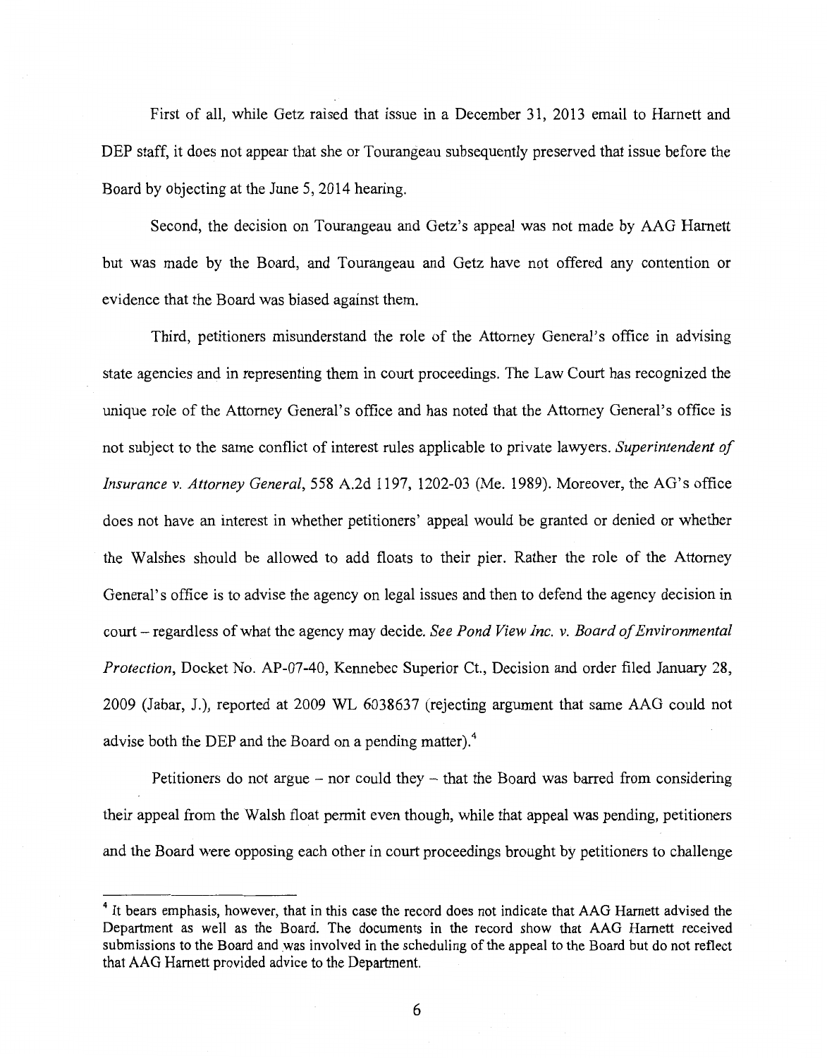First of all, while Getz raised that issue in a December 31, 2013 email to Harnett and DEP staff, it does not appear that she or Tourangeau subsequently preserved that issue before the Board by objecting at the June 5, 2014 hearing.

Second, the decision on Tourangeau and Getz's appeal was not made by AAG Harnett but was made by the Board, and Tourangeau and Getz have not offered any contention or evidence that the Board was biased against them.

Third, petitioners misunderstand the role of the Attorney General's office in advising state agencies and in representing them in court proceedings. The Law Court has recognized the unique role of the Attorney General's office and has noted that the Attorney General's office is not subject to the same conflict of interest rules applicable to private lawyers. *Superintendent of Insurance v. Attorney General*, 558 A.2d 1197, 1202-03 (Me. 1989). Moreover, the AG's office does not have an interest in whether petitioners' appeal would be granted or denied or whether the Walshes should be allowed to add floats to their pier. Rather the role of the Attorney General's office is to advise the agency on legal issues and then to defend the agency decision in court – regardless of what the agency may decide. *See Pond View Inc. v. Board of Environmental Protection*, Docket No. AP-07-40, Kennebec Superior Ct., Decision and order filed January 28, 2009 (Jabar, J.), reported at 2009 WL 6038637 (rejecting argument that same AAG could not advise both the DEP and the Board on a pending matter).[4]

Petitioners do not argue – nor could they – that the Board was barred from considering their appeal from the Walsh float permit even though, while that appeal was pending, petitioners and the Board were opposing each other in court proceedings brought by petitioners to challenge

---

[4] It bears emphasis, however, that in this case the record does not indicate that AAG Harnett advised the Department as well as the Board. The documents in the record show that AAG Harnett received submissions to the Board and was involved in the scheduling of the appeal to the Board but do not reflect that AAG Harnett provided advice to the Department.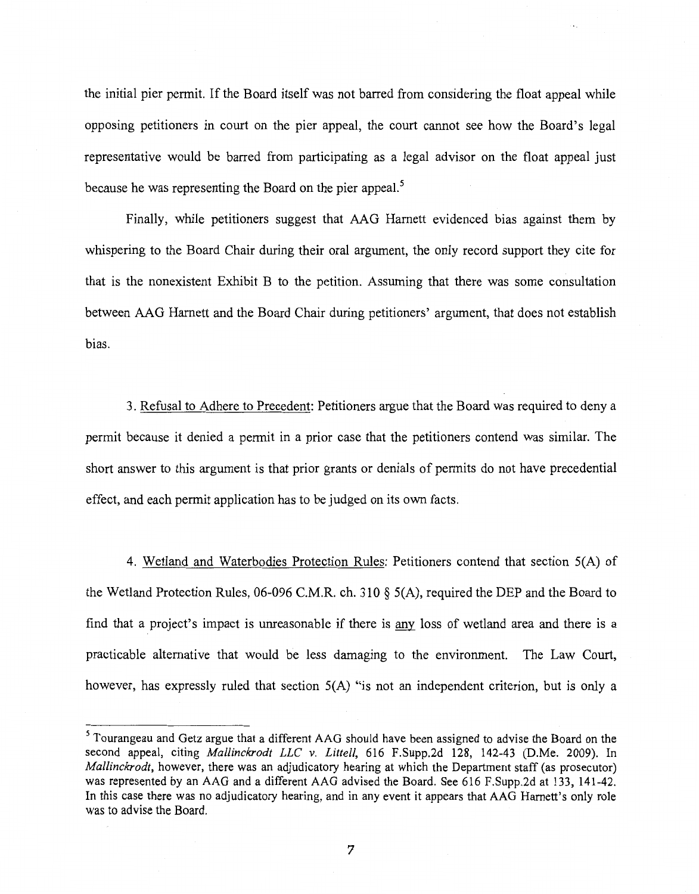the initial pier permit. If the Board itself was not barred from considering the float appeal while opposing petitioners in court on the pier appeal, the court cannot see how the Board's legal representative would be barred from participating as a legal advisor on the float appeal just because he was representing the Board on the pier appeal.[5]

Finally, while petitioners suggest that AAG Harnett evidenced bias against them by whispering to the Board Chair during their oral argument, the only record support they cite for that is the nonexistent Exhibit B to the petition. Assuming that there was some consultation between AAG Harnett and the Board Chair during petitioners' argument, that does not establish bias.

3. Refusal to Adhere to Precedent: Petitioners argue that the Board was required to deny a permit because it denied a permit in a prior case that the petitioners contend was similar. The short answer to this argument is that prior grants or denials of permits do not have precedential effect, and each permit application has to be judged on its own facts.

4. Wetland and Waterbodies Protection Rules: Petitioners contend that section 5(A) of the Wetland Protection Rules, 06-096 C.M.R. ch. 310 § 5(A), required the DEP and the Board to find that a project's impact is unreasonable if there is any loss of wetland area and there is a practicable alternative that would be less damaging to the environment. The Law Court, however, has expressly ruled that section 5(A) "is not an independent criterion, but is only a

---

[5] Tourangeau and Getz argue that a different AAG should have been assigned to advise the Board on the second appeal, citing *Mallinckrodt LLC v. Littell*, 616 F.Supp.2d 128, 142-43 (D.Me. 2009). In *Mallinckrodt*, however, there was an adjudicatory hearing at which the Department staff (as prosecutor) was represented by an AAG and a different AAG advised the Board. See 616 F.Supp.2d at 133, 141-42. In this case there was no adjudicatory hearing, and in any event it appears that AAG Harnett's only role was to advise the Board.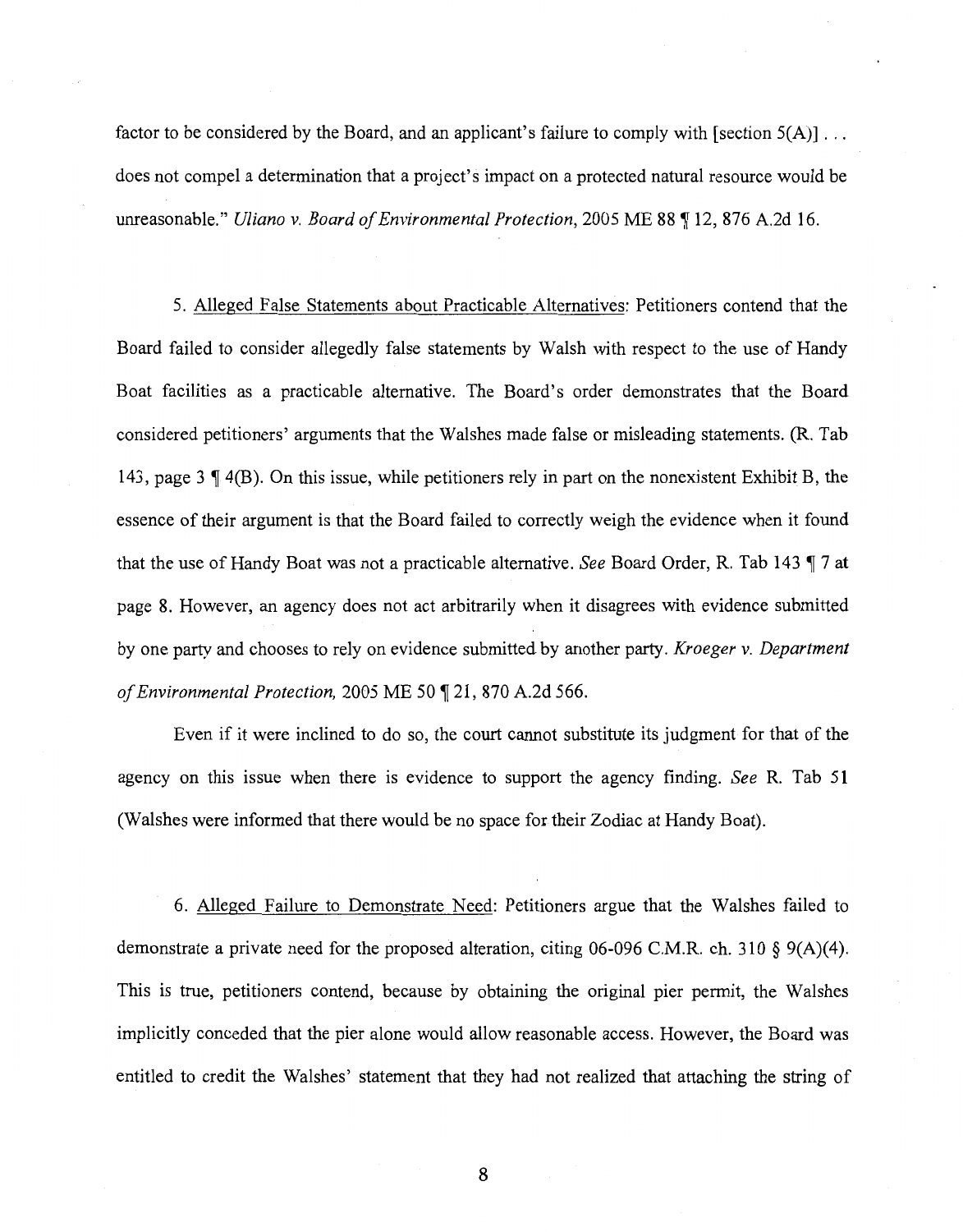factor to be considered by the Board, and an applicant's failure to comply with [section 5(A)] . . . does not compel a determination that a project's impact on a protected natural resource would be unreasonable." *Uliano v. Board of Environmental Protection*, 2005 ME 88 ¶ 12, 876 A.2d 16.

5. <u>Alleged False Statements about Practicable Alternatives</u>: Petitioners contend that the Board failed to consider allegedly false statements by Walsh with respect to the use of Handy Boat facilities as a practicable alternative. The Board's order demonstrates that the Board considered petitioners' arguments that the Walshes made false or misleading statements. (R. Tab 143, page 3 ¶ 4(B). On this issue, while petitioners rely in part on the nonexistent Exhibit B, the essence of their argument is that the Board failed to correctly weigh the evidence when it found that the use of Handy Boat was not a practicable alternative. *See* Board Order, R. Tab 143 ¶ 7 at page 8. However, an agency does not act arbitrarily when it disagrees with evidence submitted by one party and chooses to rely on evidence submitted by another party. *Kroeger v. Department of Environmental Protection,* 2005 ME 50 ¶ 21, 870 A.2d 566.

Even if it were inclined to do so, the court cannot substitute its judgment for that of the agency on this issue when there is evidence to support the agency finding. *See* R. Tab 51 (Walshes were informed that there would be no space for their Zodiac at Handy Boat).

6. <u>Alleged Failure to Demonstrate Need</u>: Petitioners argue that the Walshes failed to demonstrate a private need for the proposed alteration, citing 06-096 C.M.R. ch. 310 § 9(A)(4). This is true, petitioners contend, because by obtaining the original pier permit, the Walshes implicitly conceded that the pier alone would allow reasonable access. However, the Board was entitled to credit the Walshes' statement that they had not realized that attaching the string of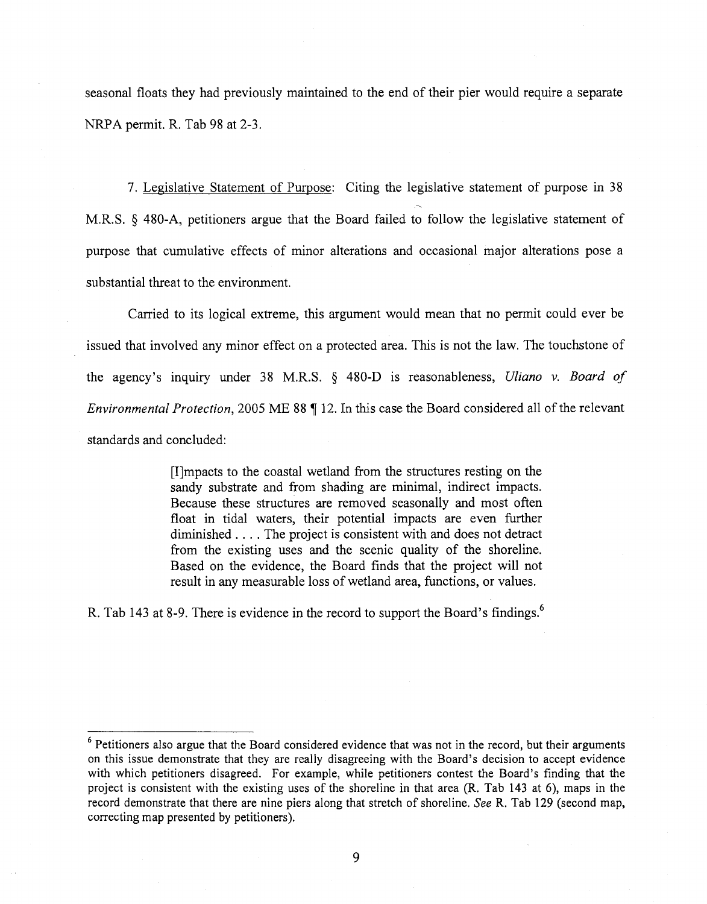seasonal floats they had previously maintained to the end of their pier would require a separate NRPA permit. R. Tab 98 at 2-3.

7. Legislative Statement of Purpose: Citing the legislative statement of purpose in 38 M.R.S. § 480-A, petitioners argue that the Board failed to follow the legislative statement of purpose that cumulative effects of minor alterations and occasional major alterations pose a substantial threat to the environment.

Carried to its logical extreme, this argument would mean that no permit could ever be issued that involved any minor effect on a protected area. This is not the law. The touchstone of the agency's inquiry under 38 M.R.S. § 480-D is reasonableness, *Uliano v. Board of Environmental Protection*, 2005 ME 88 ¶ 12. In this case the Board considered all of the relevant standards and concluded:

> [I]mpacts to the coastal wetland from the structures resting on the sandy substrate and from shading are minimal, indirect impacts. Because these structures are removed seasonally and most often float in tidal waters, their potential impacts are even further diminished . . . . The project is consistent with and does not detract from the existing uses and the scenic quality of the shoreline. Based on the evidence, the Board finds that the project will not result in any measurable loss of wetland area, functions, or values.

R. Tab 143 at 8-9. There is evidence in the record to support the Board's findings.[6]

---

[6] Petitioners also argue that the Board considered evidence that was not in the record, but their arguments on this issue demonstrate that they are really disagreeing with the Board's decision to accept evidence with which petitioners disagreed. For example, while petitioners contest the Board's finding that the project is consistent with the existing uses of the shoreline in that area (R. Tab 143 at 6), maps in the record demonstrate that there are nine piers along that stretch of shoreline. *See* R. Tab 129 (second map, correcting map presented by petitioners).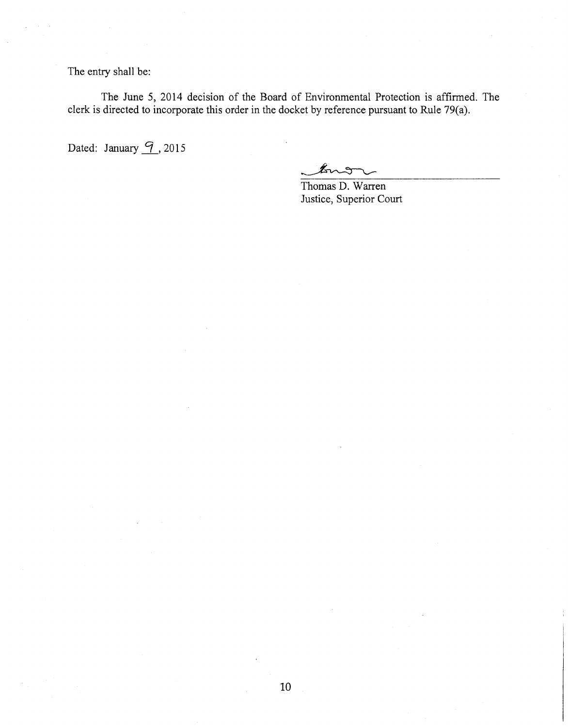The entry shall be:

The June 5, 2014 decision of the Board of Environmental Protection is affirmed. The clerk is directed to incorporate this order in the docket by reference pursuant to Rule 79(a).

Dated: January 9, 2015

Thomas D. Warren
Justice, Superior Court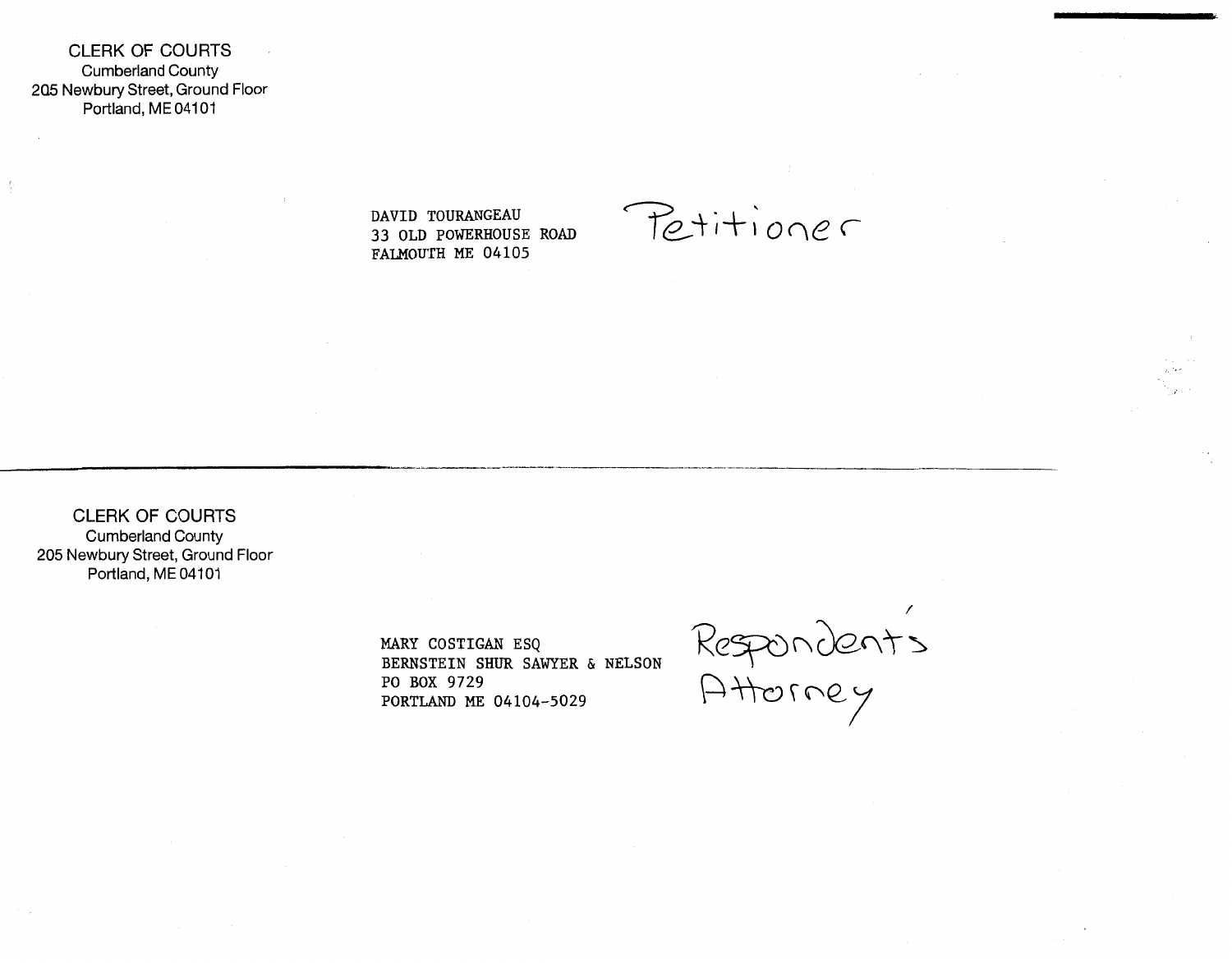CLERK OF COURTS
Cumberland County
205 Newbury Street, Ground Floor
Portland, ME 04101

DAVID TOURANGEAU
33 OLD POWERHOUSE ROAD
FALMOUTH ME 04105

Petitioner

---

CLERK OF COURTS
Cumberland County
205 Newbury Street, Ground Floor
Portland, ME 04101

MARY COSTIGAN ESQ
BERNSTEIN SHUR SAWYER & NELSON
PO BOX 9729
PORTLAND ME 04104-5029

Respondent's Attorney